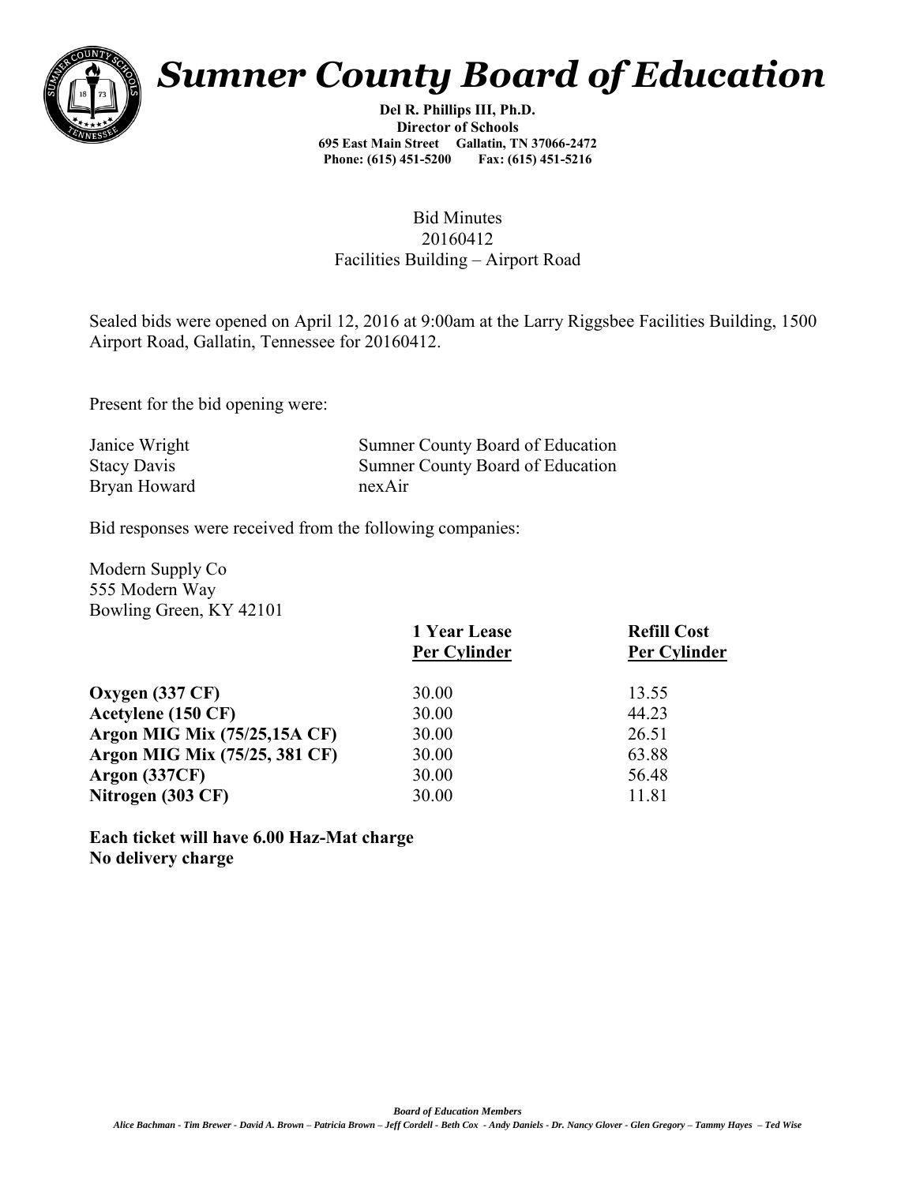# *Sumner County Board of Education*

**Del R. Phillips III, Ph.D.**
**Director of Schools**
**695 East Main Street Gallatin, TN 37066-2472**
**Phone: (615) 451-5200 Fax: (615) 451-5216**

Bid Minutes
20160412
Facilities Building – Airport Road

Sealed bids were opened on April 12, 2016 at 9:00am at the Larry Riggsbee Facilities Building, 1500 Airport Road, Gallatin, Tennessee for 20160412.

Present for the bid opening were:

| | |
|---|---|
| Janice Wright | Sumner County Board of Education |
| Stacy Davis | Sumner County Board of Education |
| Bryan Howard | nexAir |

Bid responses were received from the following companies:

Modern Supply Co
555 Modern Way
Bowling Green, KY 42101

| | **1 Year Lease Per Cylinder** | **Refill Cost Per Cylinder** |
|---|---|---|
| **Oxygen (337 CF)** | 30.00 | 13.55 |
| **Acetylene (150 CF)** | 30.00 | 44.23 |
| **Argon MIG Mix (75/25,15A CF)** | 30.00 | 26.51 |
| **Argon MIG Mix (75/25, 381 CF)** | 30.00 | 63.88 |
| **Argon (337CF)** | 30.00 | 56.48 |
| **Nitrogen (303 CF)** | 30.00 | 11.81 |

**Each ticket will have 6.00 Haz-Mat charge**
**No delivery charge**

***Board of Education Members***
*Alice Bachman - Tim Brewer - David A. Brown – Patricia Brown – Jeff Cordell - Beth Cox - Andy Daniels - Dr. Nancy Glover - Glen Gregory – Tammy Hayes – Ted Wise*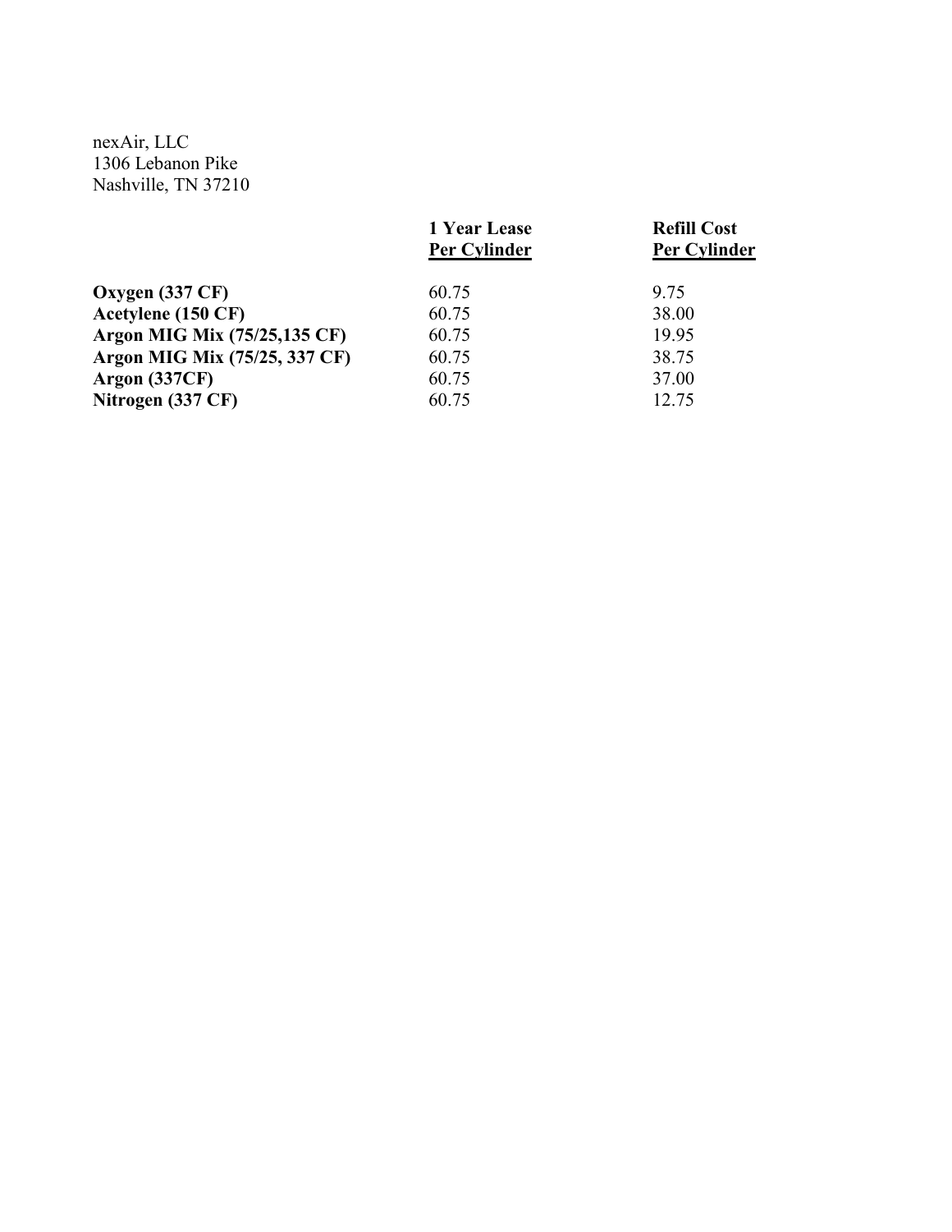nexAir, LLC
1306 Lebanon Pike
Nashville, TN 37210

| | 1 Year Lease Per Cylinder | Refill Cost Per Cylinder |
|---|---|---|
| **Oxygen (337 CF)** | 60.75 | 9.75 |
| **Acetylene (150 CF)** | 60.75 | 38.00 |
| **Argon MIG Mix (75/25,135 CF)** | 60.75 | 19.95 |
| **Argon MIG Mix (75/25, 337 CF)** | 60.75 | 38.75 |
| **Argon (337CF)** | 60.75 | 37.00 |
| **Nitrogen (337 CF)** | 60.75 | 12.75 |